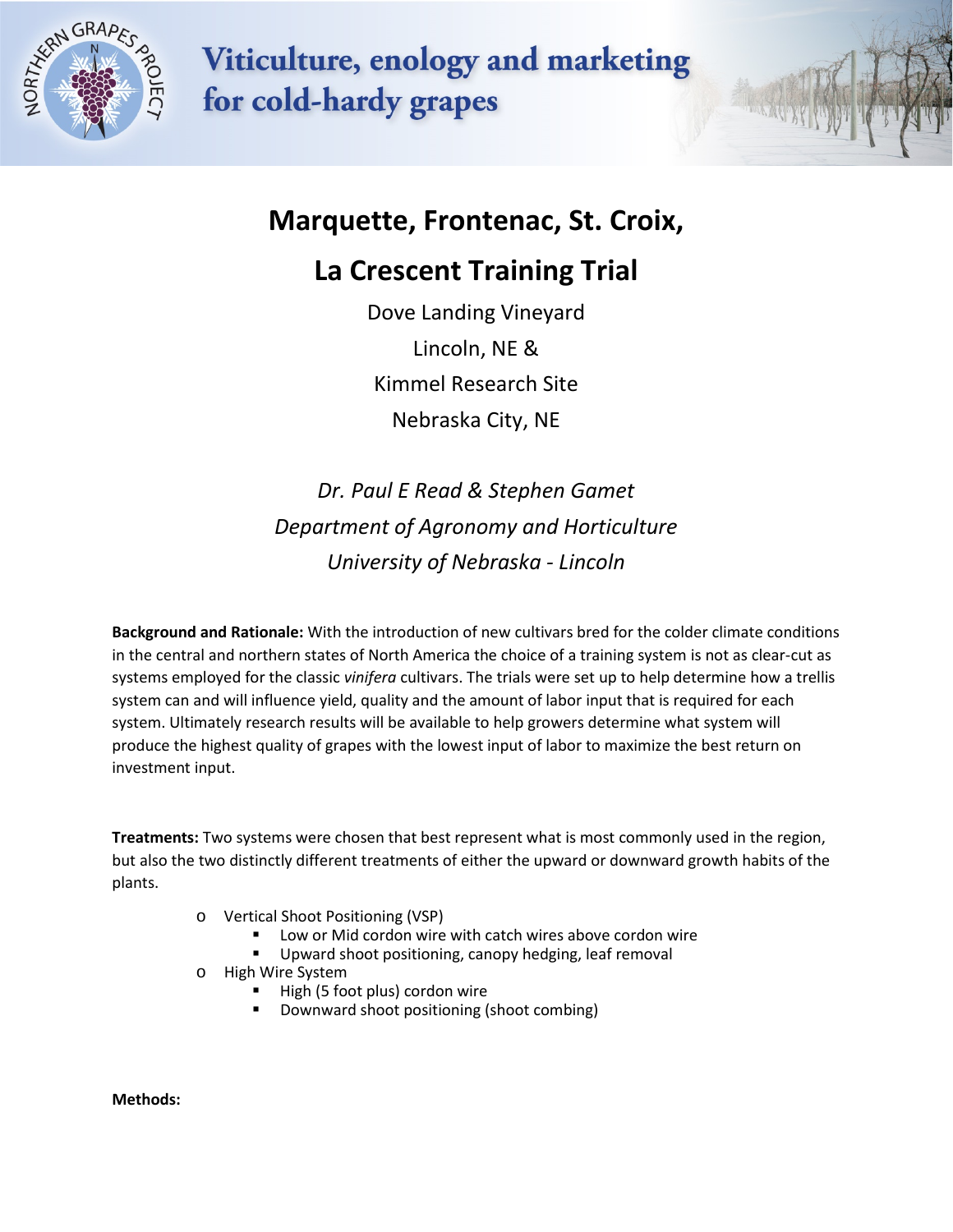# Viticulture, enology and marketing for cold-hardy grapes

## Marquette, Frontenac, St. Croix, La Crescent Training Trial

Dove Landing Vineyard

Lincoln, NE &

Kimmel Research Site

Nebraska City, NE

*Dr. Paul E Read & Stephen Gamet*

*Department of Agronomy and Horticulture*

*University of Nebraska - Lincoln*

**Background and Rationale:** With the introduction of new cultivars bred for the colder climate conditions in the central and northern states of North America the choice of a training system is not as clear-cut as systems employed for the classic *vinifera* cultivars. The trials were set up to help determine how a trellis system can and will influence yield, quality and the amount of labor input that is required for each system. Ultimately research results will be available to help growers determine what system will produce the highest quality of grapes with the lowest input of labor to maximize the best return on investment input.

**Treatments:** Two systems were chosen that best represent what is most commonly used in the region, but also the two distinctly different treatments of either the upward or downward growth habits of the plants.

- Vertical Shoot Positioning (VSP)
  - Low or Mid cordon wire with catch wires above cordon wire
  - Upward shoot positioning, canopy hedging, leaf removal
- High Wire System
  - High (5 foot plus) cordon wire
  - Downward shoot positioning (shoot combing)

**Methods:**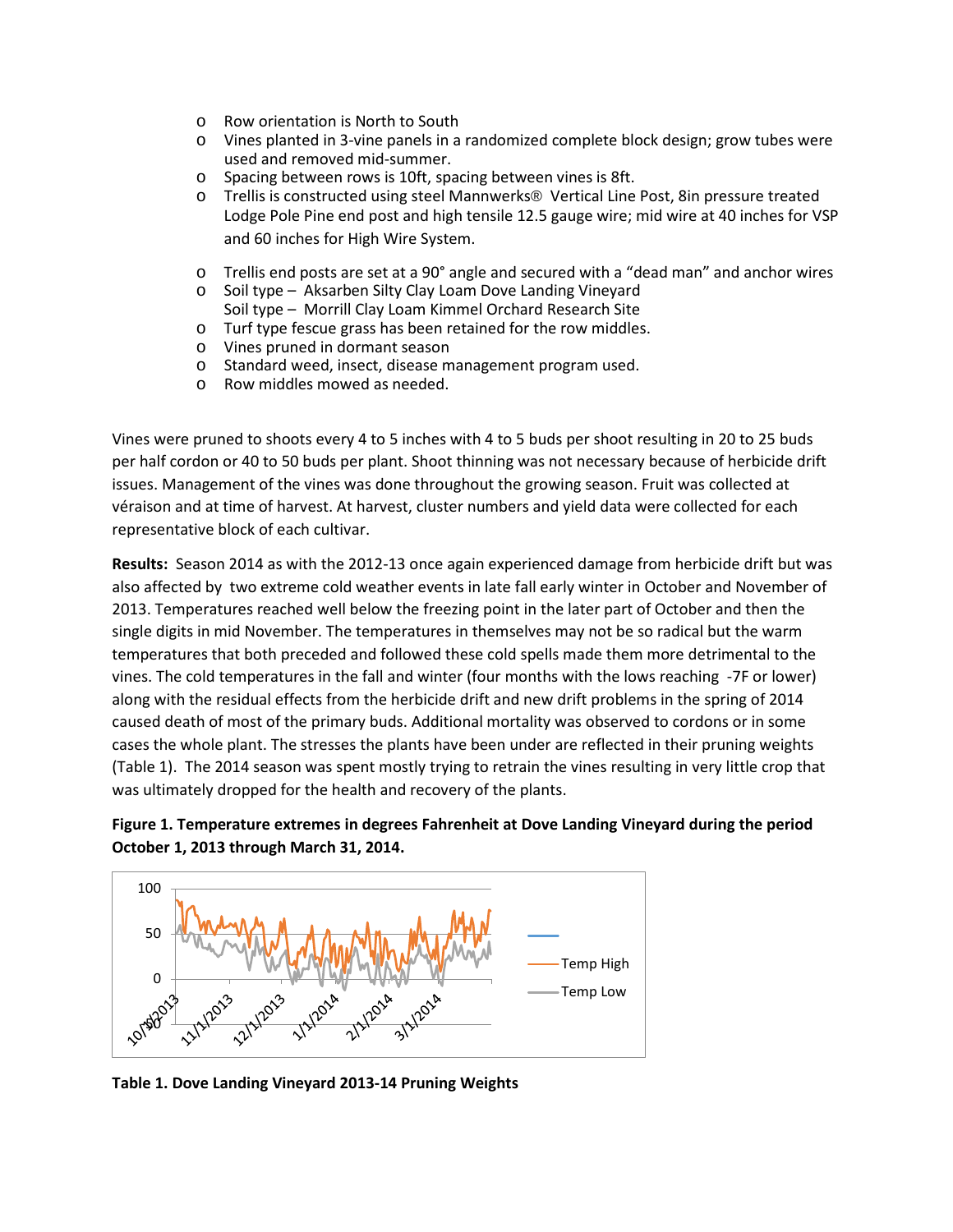- Row orientation is North to South
- Vines planted in 3-vine panels in a randomized complete block design; grow tubes were used and removed mid-summer.
- Spacing between rows is 10ft, spacing between vines is 8ft.
- Trellis is constructed using steel Mannwerks® Vertical Line Post, 8in pressure treated Lodge Pole Pine end post and high tensile 12.5 gauge wire; mid wire at 40 inches for VSP and 60 inches for High Wire System.
- Trellis end posts are set at a 90° angle and secured with a "dead man" and anchor wires
- Soil type – Aksarben Silty Clay Loam Dove Landing Vineyard
  Soil type – Morrill Clay Loam Kimmel Orchard Research Site
- Turf type fescue grass has been retained for the row middles.
- Vines pruned in dormant season
- Standard weed, insect, disease management program used.
- Row middles mowed as needed.

Vines were pruned to shoots every 4 to 5 inches with 4 to 5 buds per shoot resulting in 20 to 25 buds per half cordon or 40 to 50 buds per plant. Shoot thinning was not necessary because of herbicide drift issues. Management of the vines was done throughout the growing season. Fruit was collected at véraison and at time of harvest. At harvest, cluster numbers and yield data were collected for each representative block of each cultivar.

**Results:** Season 2014 as with the 2012-13 once again experienced damage from herbicide drift but was also affected by two extreme cold weather events in late fall early winter in October and November of 2013. Temperatures reached well below the freezing point in the later part of October and then the single digits in mid November. The temperatures in themselves may not be so radical but the warm temperatures that both preceded and followed these cold spells made them more detrimental to the vines. The cold temperatures in the fall and winter (four months with the lows reaching -7F or lower) along with the residual effects from the herbicide drift and new drift problems in the spring of 2014 caused death of most of the primary buds. Additional mortality was observed to cordons or in some cases the whole plant. The stresses the plants have been under are reflected in their pruning weights (Table 1). The 2014 season was spent mostly trying to retrain the vines resulting in very little crop that was ultimately dropped for the health and recovery of the plants.

**Figure 1. Temperature extremes in degrees Fahrenheit at Dove Landing Vineyard during the period October 1, 2013 through March 31, 2014.**

**Table 1. Dove Landing Vineyard 2013-14 Pruning Weights**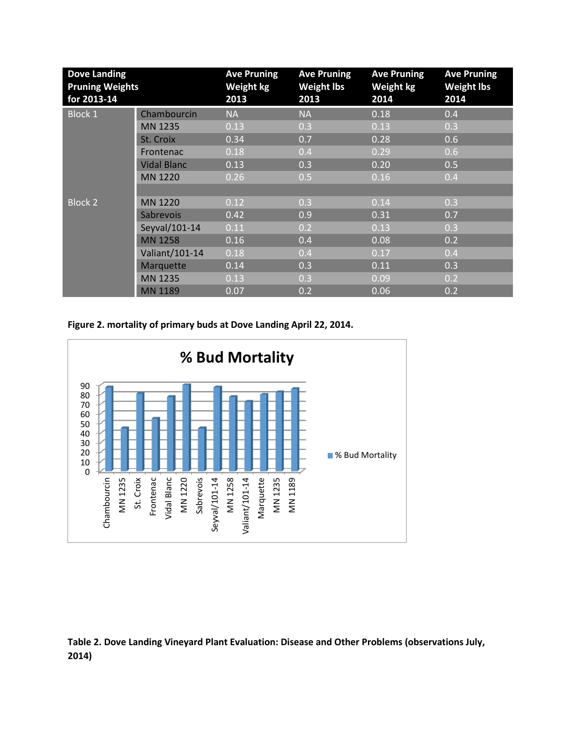| Dove Landing Pruning Weights for 2013-14 | | Ave Pruning Weight kg 2013 | Ave Pruning Weight lbs 2013 | Ave Pruning Weight kg 2014 | Ave Pruning Weight lbs 2014 |
|---|---|---|---|---|---|
| Block 1 | Chambourcin | NA | NA | 0.18 | 0.4 |
| | MN 1235 | 0.13 | 0.3 | 0.13 | 0.3 |
| | St. Croix | 0.34 | 0.7 | 0.28 | 0.6 |
| | Frontenac | 0.18 | 0.4 | 0.29 | 0.6 |
| | Vidal Blanc | 0.13 | 0.3 | 0.20 | 0.5 |
| | MN 1220 | 0.26 | 0.5 | 0.16 | 0.4 |
| | | | | | |
| Block 2 | MN 1220 | 0.12 | 0.3 | 0.14 | 0.3 |
| | Sabrevois | 0.42 | 0.9 | 0.31 | 0.7 |
| | Seyval/101-14 | 0.11 | 0.2 | 0.13 | 0.3 |
| | MN 1258 | 0.16 | 0.4 | 0.08 | 0.2 |
| | Valiant/101-14 | 0.18 | 0.4 | 0.17 | 0.4 |
| | Marquette | 0.14 | 0.3 | 0.11 | 0.3 |
| | MN 1235 | 0.13 | 0.3 | 0.09 | 0.2 |
| | MN 1189 | 0.07 | 0.2 | 0.06 | 0.2 |

**Figure 2. mortality of primary buds at Dove Landing April 22, 2014.**

**Table 2. Dove Landing Vineyard Plant Evaluation: Disease and Other Problems (observations July, 2014)**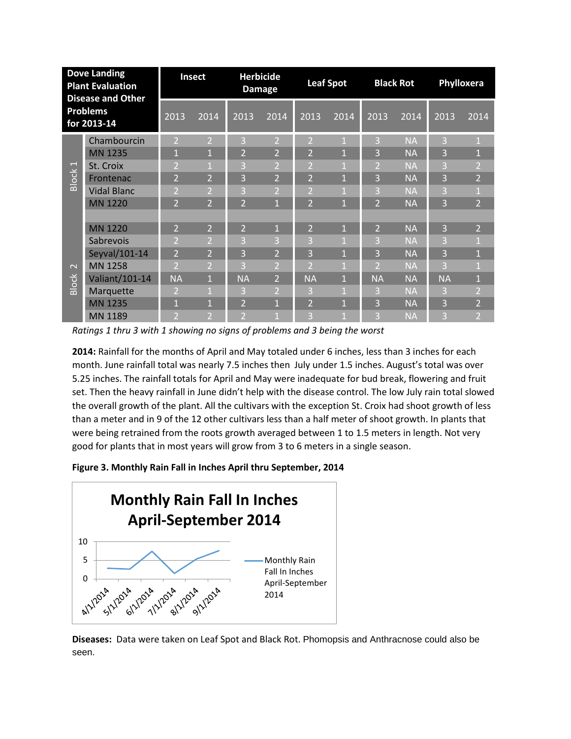| Dove Landing Plant Evaluation Disease and Other Problems for 2013-14 | | Insect | | Herbicide Damage | | Leaf Spot | | Black Rot | | Phylloxera | |
|---|---|---|---|---|---|---|---|---|---|---|---|
| | | 2013 | 2014 | 2013 | 2014 | 2013 | 2014 | 2013 | 2014 | 2013 | 2014 |
| Block 1 | Chambourcin | 2 | 2 | 3 | 2 | 2 | 1 | 3 | NA | 3 | 1 |
| | MN 1235 | 1 | 1 | 2 | 2 | 2 | 1 | 3 | NA | 3 | 1 |
| | St. Croix | 2 | 1 | 3 | 2 | 2 | 1 | 2 | NA | 3 | 2 |
| | Frontenac | 2 | 2 | 3 | 2 | 2 | 1 | 3 | NA | 3 | 2 |
| | Vidal Blanc | 2 | 2 | 3 | 2 | 2 | 1 | 3 | NA | 3 | 1 |
| | MN 1220 | 2 | 2 | 2 | 1 | 2 | 1 | 2 | NA | 3 | 2 |
| | | | | | | | | | | | |
| Block 2 | MN 1220 | 2 | 2 | 2 | 1 | 2 | 1 | 2 | NA | 3 | 2 |
| | Sabrevois | 2 | 2 | 3 | 3 | 3 | 1 | 3 | NA | 3 | 1 |
| | Seyval/101-14 | 2 | 2 | 3 | 2 | 3 | 1 | 3 | NA | 3 | 1 |
| | MN 1258 | 2 | 2 | 3 | 2 | 2 | 1 | 2 | NA | 3 | 1 |
| | Valiant/101-14 | NA | 1 | NA | 2 | NA | 1 | NA | NA | NA | 1 |
| | Marquette | 2 | 1 | 3 | 2 | 3 | 1 | 3 | NA | 3 | 2 |
| | MN 1235 | 1 | 1 | 2 | 1 | 2 | 1 | 3 | NA | 3 | 2 |
| | MN 1189 | 2 | 2 | 2 | 1 | 3 | 1 | 3 | NA | 3 | 2 |

*Ratings 1 thru 3 with 1 showing no signs of problems and 3 being the worst*

**2014:** Rainfall for the months of April and May totaled under 6 inches, less than 3 inches for each month. June rainfall total was nearly 7.5 inches then July under 1.5 inches. August's total was over 5.25 inches. The rainfall totals for April and May were inadequate for bud break, flowering and fruit set. Then the heavy rainfall in June didn't help with the disease control. The low July rain total slowed the overall growth of the plant. All the cultivars with the exception St. Croix had shoot growth of less than a meter and in 9 of the 12 other cultivars less than a half meter of shoot growth. In plants that were being retrained from the roots growth averaged between 1 to 1.5 meters in length. Not very good for plants that in most years will grow from 3 to 6 meters in a single season.

**Figure 3. Monthly Rain Fall in Inches April thru September, 2014**

**Diseases:** Data were taken on Leaf Spot and Black Rot. Phomopsis and Anthracnose could also be seen.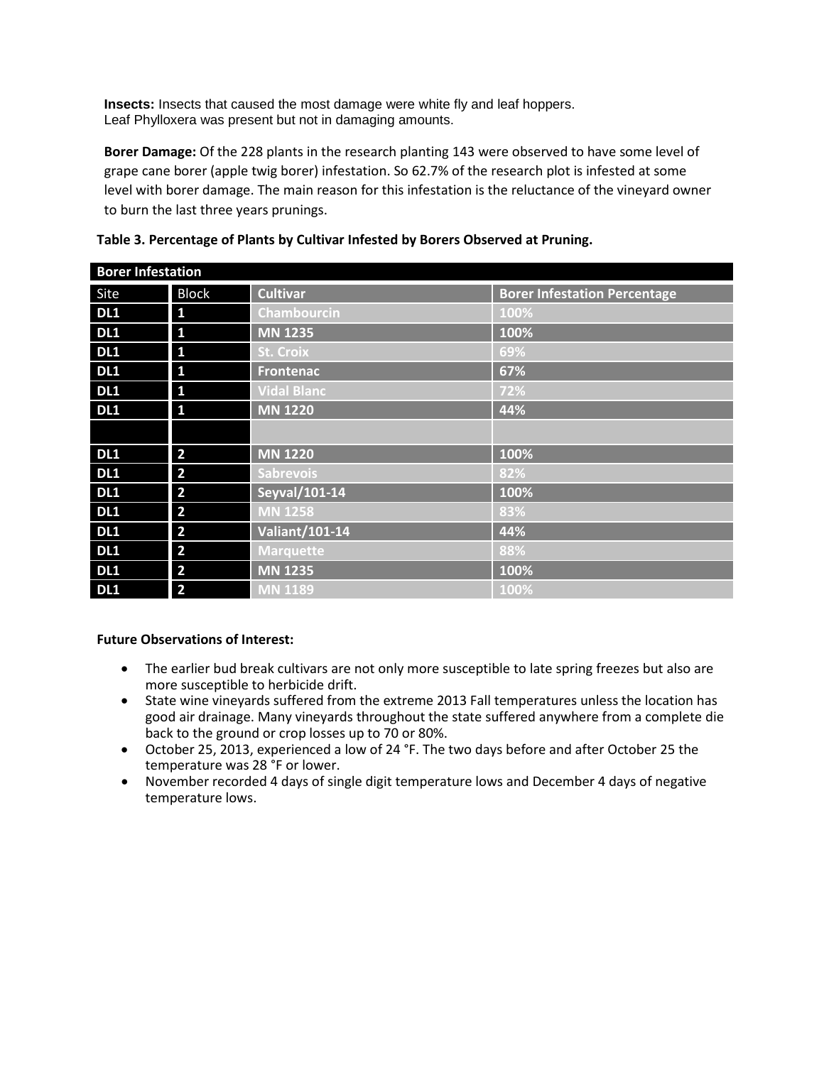**Insects:** Insects that caused the most damage were white fly and leaf hoppers. Leaf Phylloxera was present but not in damaging amounts.

**Borer Damage:** Of the 228 plants in the research planting 143 were observed to have some level of grape cane borer (apple twig borer) infestation. So 62.7% of the research plot is infested at some level with borer damage. The main reason for this infestation is the reluctance of the vineyard owner to burn the last three years prunings.

**Table 3. Percentage of Plants by Cultivar Infested by Borers Observed at Pruning.**

| Borer Infestation | | | |
|---|---|---|---|
| Site | Block | Cultivar | Borer Infestation Percentage |
| DL1 | 1 | Chambourcin | 100% |
| DL1 | 1 | MN 1235 | 100% |
| DL1 | 1 | St. Croix | 69% |
| DL1 | 1 | Frontenac | 67% |
| DL1 | 1 | Vidal Blanc | 72% |
| DL1 | 1 | MN 1220 | 44% |
| | | | |
| DL1 | 2 | MN 1220 | 100% |
| DL1 | 2 | Sabrevois | 82% |
| DL1 | 2 | Seyval/101-14 | 100% |
| DL1 | 2 | MN 1258 | 83% |
| DL1 | 2 | Valiant/101-14 | 44% |
| DL1 | 2 | Marquette | 88% |
| DL1 | 2 | MN 1235 | 100% |
| DL1 | 2 | MN 1189 | 100% |

**Future Observations of Interest:**

- The earlier bud break cultivars are not only more susceptible to late spring freezes but also are more susceptible to herbicide drift.
- State wine vineyards suffered from the extreme 2013 Fall temperatures unless the location has good air drainage. Many vineyards throughout the state suffered anywhere from a complete die back to the ground or crop losses up to 70 or 80%.
- October 25, 2013, experienced a low of 24 °F. The two days before and after October 25 the temperature was 28 °F or lower.
- November recorded 4 days of single digit temperature lows and December 4 days of negative temperature lows.